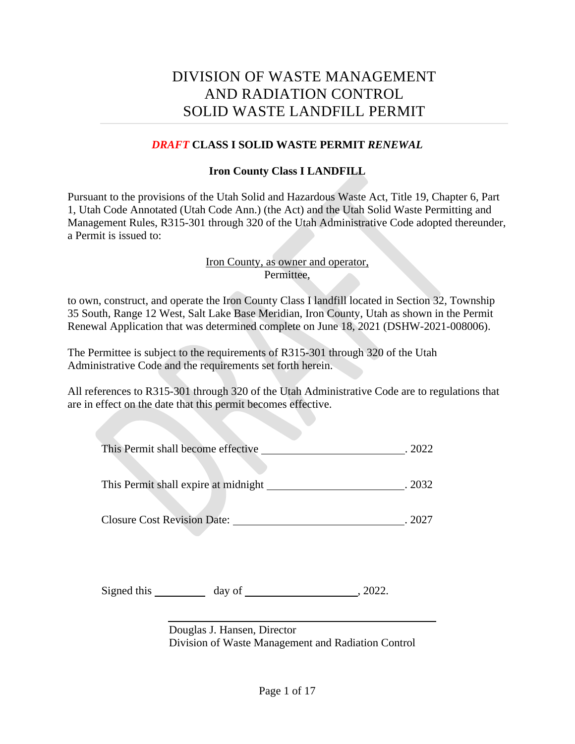# DIVISION OF WASTE MANAGEMENT AND RADIATION CONTROL SOLID WASTE LANDFILL PERMIT

### *DRAFT* CLASS I SOLID WASTE PERMIT *RENEWAL*

### Iron County Class I LANDFILL

Pursuant to the provisions of the Utah Solid and Hazardous Waste Act, Title 19, Chapter 6, Part 1, Utah Code Annotated (Utah Code Ann.) (the Act) and the Utah Solid Waste Permitting and Management Rules, R315-301 through 320 of the Utah Administrative Code adopted thereunder, a Permit is issued to:

Iron County, as owner and operator,
Permittee,

to own, construct, and operate the Iron County Class I landfill located in Section 32, Township 35 South, Range 12 West, Salt Lake Base Meridian, Iron County, Utah as shown in the Permit Renewal Application that was determined complete on June 18, 2021 (DSHW-2021-008006).

The Permittee is subject to the requirements of R315-301 through 320 of the Utah Administrative Code and the requirements set forth herein.

All references to R315-301 through 320 of the Utah Administrative Code are to regulations that are in effect on the date that this permit becomes effective.

This Permit shall become effective \_\_\_\_\_\_\_\_\_\_\_\_\_\_\_\_\_\_\_\_\_\_\_\_\_. 2022

This Permit shall expire at midnight \_\_\_\_\_\_\_\_\_\_\_\_\_\_\_\_\_\_\_\_\_\_\_\_\_. 2032

Closure Cost Revision Date: \_\_\_\_\_\_\_\_\_\_\_\_\_\_\_\_\_\_\_\_\_\_\_\_\_\_\_\_\_\_. 2027

Signed this \_\_\_\_\_\_\_\_\_ day of \_\_\_\_\_\_\_\_\_\_\_\_\_\_\_\_\_\_\_\_, 2022.

\_\_\_\_\_\_\_\_\_\_\_\_\_\_\_\_\_\_\_\_\_\_\_\_\_\_\_\_\_\_\_\_\_\_\_\_\_\_\_\_\_\_\_\_\_\_\_\_

Douglas J. Hansen, Director
Division of Waste Management and Radiation Control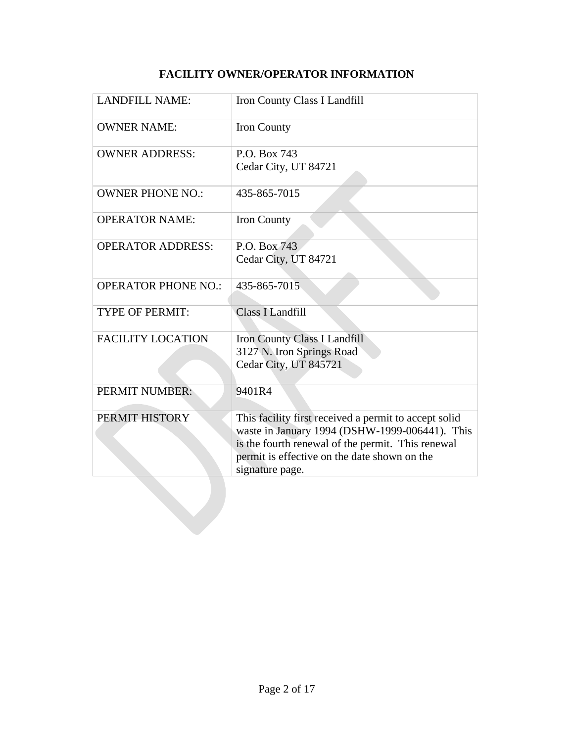# FACILITY OWNER/OPERATOR INFORMATION

| | |
|---|---|
| LANDFILL NAME: | Iron County Class I Landfill |
| OWNER NAME: | Iron County |
| OWNER ADDRESS: | P.O. Box 743<br>Cedar City, UT 84721 |
| OWNER PHONE NO.: | 435-865-7015 |
| OPERATOR NAME: | Iron County |
| OPERATOR ADDRESS: | P.O. Box 743<br>Cedar City, UT 84721 |
| OPERATOR PHONE NO.: | 435-865-7015 |
| TYPE OF PERMIT: | Class I Landfill |
| FACILITY LOCATION | Iron County Class I Landfill<br>3127 N. Iron Springs Road<br>Cedar City, UT 845721 |
| PERMIT NUMBER: | 9401R4 |
| PERMIT HISTORY | This facility first received a permit to accept solid waste in January 1994 (DSHW-1999-006441). This is the fourth renewal of the permit. This renewal permit is effective on the date shown on the signature page. |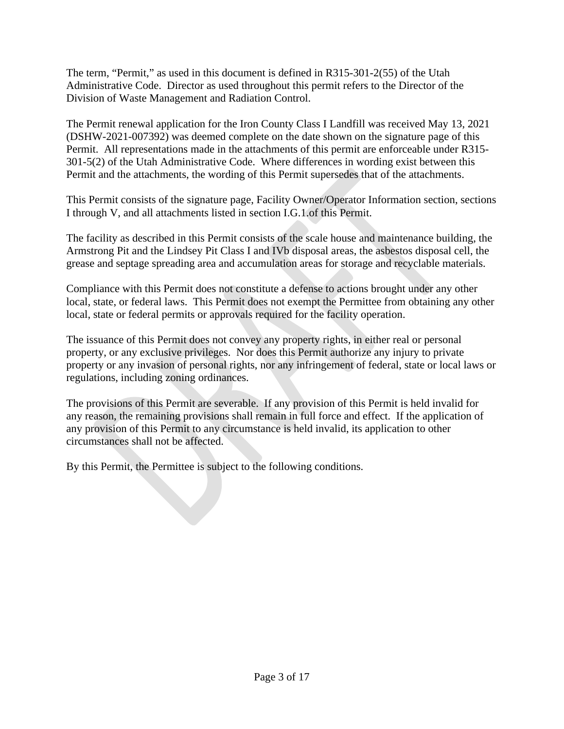The term, "Permit," as used in this document is defined in R315-301-2(55) of the Utah Administrative Code. Director as used throughout this permit refers to the Director of the Division of Waste Management and Radiation Control.

The Permit renewal application for the Iron County Class I Landfill was received May 13, 2021 (DSHW-2021-007392) was deemed complete on the date shown on the signature page of this Permit. All representations made in the attachments of this permit are enforceable under R315-301-5(2) of the Utah Administrative Code. Where differences in wording exist between this Permit and the attachments, the wording of this Permit supersedes that of the attachments.

This Permit consists of the signature page, Facility Owner/Operator Information section, sections I through V, and all attachments listed in section I.G.1.of this Permit.

The facility as described in this Permit consists of the scale house and maintenance building, the Armstrong Pit and the Lindsey Pit Class I and IVb disposal areas, the asbestos disposal cell, the grease and septage spreading area and accumulation areas for storage and recyclable materials.

Compliance with this Permit does not constitute a defense to actions brought under any other local, state, or federal laws. This Permit does not exempt the Permittee from obtaining any other local, state or federal permits or approvals required for the facility operation.

The issuance of this Permit does not convey any property rights, in either real or personal property, or any exclusive privileges. Nor does this Permit authorize any injury to private property or any invasion of personal rights, nor any infringement of federal, state or local laws or regulations, including zoning ordinances.

The provisions of this Permit are severable. If any provision of this Permit is held invalid for any reason, the remaining provisions shall remain in full force and effect. If the application of any provision of this Permit to any circumstance is held invalid, its application to other circumstances shall not be affected.

By this Permit, the Permittee is subject to the following conditions.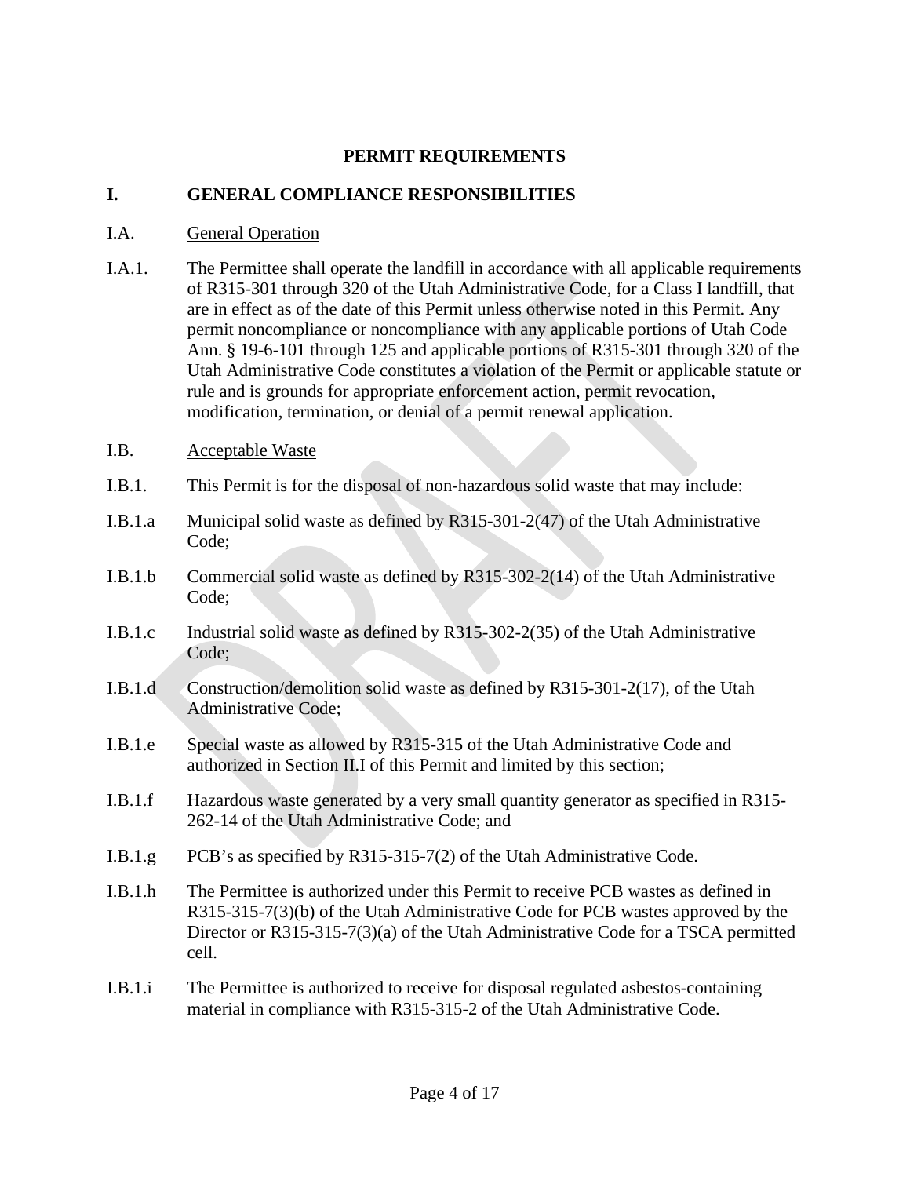# PERMIT REQUIREMENTS

## I. GENERAL COMPLIANCE RESPONSIBILITIES

I.A. General Operation

I.A.1. The Permittee shall operate the landfill in accordance with all applicable requirements of R315-301 through 320 of the Utah Administrative Code, for a Class I landfill, that are in effect as of the date of this Permit unless otherwise noted in this Permit. Any permit noncompliance or noncompliance with any applicable portions of Utah Code Ann. § 19-6-101 through 125 and applicable portions of R315-301 through 320 of the Utah Administrative Code constitutes a violation of the Permit or applicable statute or rule and is grounds for appropriate enforcement action, permit revocation, modification, termination, or denial of a permit renewal application.

I.B. Acceptable Waste

I.B.1. This Permit is for the disposal of non-hazardous solid waste that may include:

I.B.1.a Municipal solid waste as defined by R315-301-2(47) of the Utah Administrative Code;

I.B.1.b Commercial solid waste as defined by R315-302-2(14) of the Utah Administrative Code;

I.B.1.c Industrial solid waste as defined by R315-302-2(35) of the Utah Administrative Code;

I.B.1.d Construction/demolition solid waste as defined by R315-301-2(17), of the Utah Administrative Code;

I.B.1.e Special waste as allowed by R315-315 of the Utah Administrative Code and authorized in Section II.I of this Permit and limited by this section;

I.B.1.f Hazardous waste generated by a very small quantity generator as specified in R315-262-14 of the Utah Administrative Code; and

I.B.1.g PCB's as specified by R315-315-7(2) of the Utah Administrative Code.

I.B.1.h The Permittee is authorized under this Permit to receive PCB wastes as defined in R315-315-7(3)(b) of the Utah Administrative Code for PCB wastes approved by the Director or R315-315-7(3)(a) of the Utah Administrative Code for a TSCA permitted cell.

I.B.1.i The Permittee is authorized to receive for disposal regulated asbestos-containing material in compliance with R315-315-2 of the Utah Administrative Code.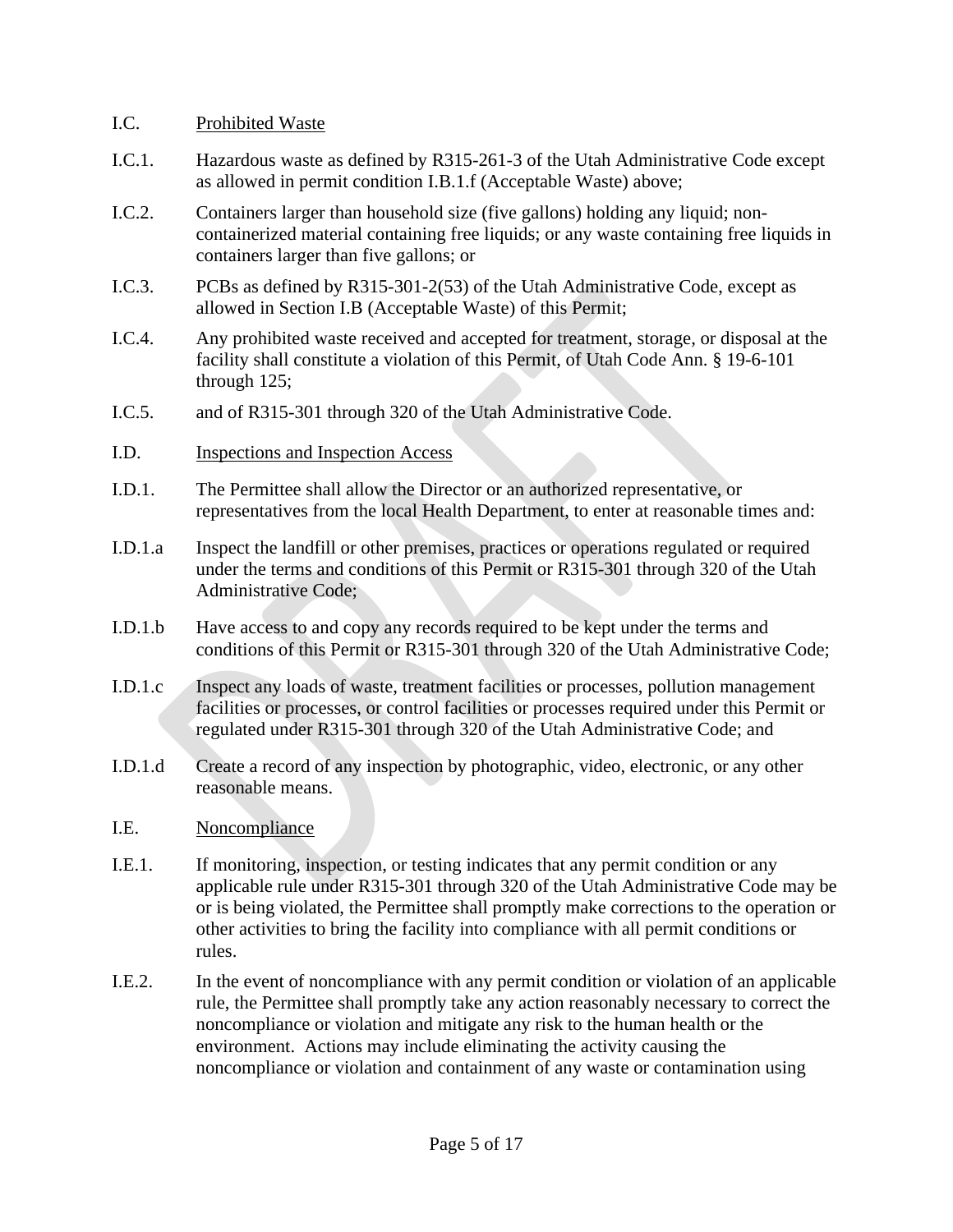I.C. Prohibited Waste

I.C.1. Hazardous waste as defined by R315-261-3 of the Utah Administrative Code except as allowed in permit condition I.B.1.f (Acceptable Waste) above;

I.C.2. Containers larger than household size (five gallons) holding any liquid; non-containerized material containing free liquids; or any waste containing free liquids in containers larger than five gallons; or

I.C.3. PCBs as defined by R315-301-2(53) of the Utah Administrative Code, except as allowed in Section I.B (Acceptable Waste) of this Permit;

I.C.4. Any prohibited waste received and accepted for treatment, storage, or disposal at the facility shall constitute a violation of this Permit, of Utah Code Ann. § 19-6-101 through 125;

I.C.5. and of R315-301 through 320 of the Utah Administrative Code.

I.D. Inspections and Inspection Access

I.D.1. The Permittee shall allow the Director or an authorized representative, or representatives from the local Health Department, to enter at reasonable times and:

I.D.1.a Inspect the landfill or other premises, practices or operations regulated or required under the terms and conditions of this Permit or R315-301 through 320 of the Utah Administrative Code;

I.D.1.b Have access to and copy any records required to be kept under the terms and conditions of this Permit or R315-301 through 320 of the Utah Administrative Code;

I.D.1.c Inspect any loads of waste, treatment facilities or processes, pollution management facilities or processes, or control facilities or processes required under this Permit or regulated under R315-301 through 320 of the Utah Administrative Code; and

I.D.1.d Create a record of any inspection by photographic, video, electronic, or any other reasonable means.

I.E. Noncompliance

I.E.1. If monitoring, inspection, or testing indicates that any permit condition or any applicable rule under R315-301 through 320 of the Utah Administrative Code may be or is being violated, the Permittee shall promptly make corrections to the operation or other activities to bring the facility into compliance with all permit conditions or rules.

I.E.2. In the event of noncompliance with any permit condition or violation of an applicable rule, the Permittee shall promptly take any action reasonably necessary to correct the noncompliance or violation and mitigate any risk to the human health or the environment. Actions may include eliminating the activity causing the noncompliance or violation and containment of any waste or contamination using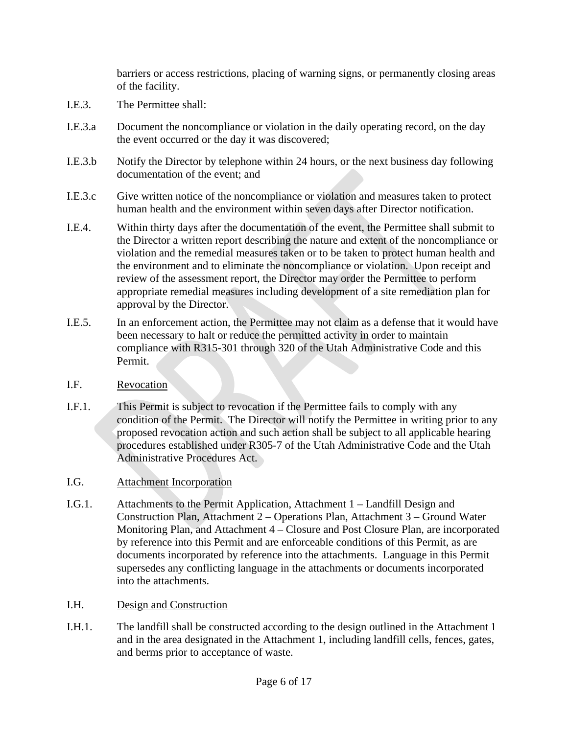barriers or access restrictions, placing of warning signs, or permanently closing areas of the facility.

I.E.3. The Permittee shall:

I.E.3.a Document the noncompliance or violation in the daily operating record, on the day the event occurred or the day it was discovered;

I.E.3.b Notify the Director by telephone within 24 hours, or the next business day following documentation of the event; and

I.E.3.c Give written notice of the noncompliance or violation and measures taken to protect human health and the environment within seven days after Director notification.

I.E.4. Within thirty days after the documentation of the event, the Permittee shall submit to the Director a written report describing the nature and extent of the noncompliance or violation and the remedial measures taken or to be taken to protect human health and the environment and to eliminate the noncompliance or violation. Upon receipt and review of the assessment report, the Director may order the Permittee to perform appropriate remedial measures including development of a site remediation plan for approval by the Director.

I.E.5. In an enforcement action, the Permittee may not claim as a defense that it would have been necessary to halt or reduce the permitted activity in order to maintain compliance with R315-301 through 320 of the Utah Administrative Code and this Permit.

I.F. <u>Revocation</u>

I.F.1. This Permit is subject to revocation if the Permittee fails to comply with any condition of the Permit. The Director will notify the Permittee in writing prior to any proposed revocation action and such action shall be subject to all applicable hearing procedures established under R305-7 of the Utah Administrative Code and the Utah Administrative Procedures Act.

I.G. <u>Attachment Incorporation</u>

I.G.1. Attachments to the Permit Application, Attachment 1 – Landfill Design and Construction Plan, Attachment 2 – Operations Plan, Attachment 3 – Ground Water Monitoring Plan, and Attachment 4 – Closure and Post Closure Plan, are incorporated by reference into this Permit and are enforceable conditions of this Permit, as are documents incorporated by reference into the attachments. Language in this Permit supersedes any conflicting language in the attachments or documents incorporated into the attachments.

I.H. <u>Design and Construction</u>

I.H.1. The landfill shall be constructed according to the design outlined in the Attachment 1 and in the area designated in the Attachment 1, including landfill cells, fences, gates, and berms prior to acceptance of waste.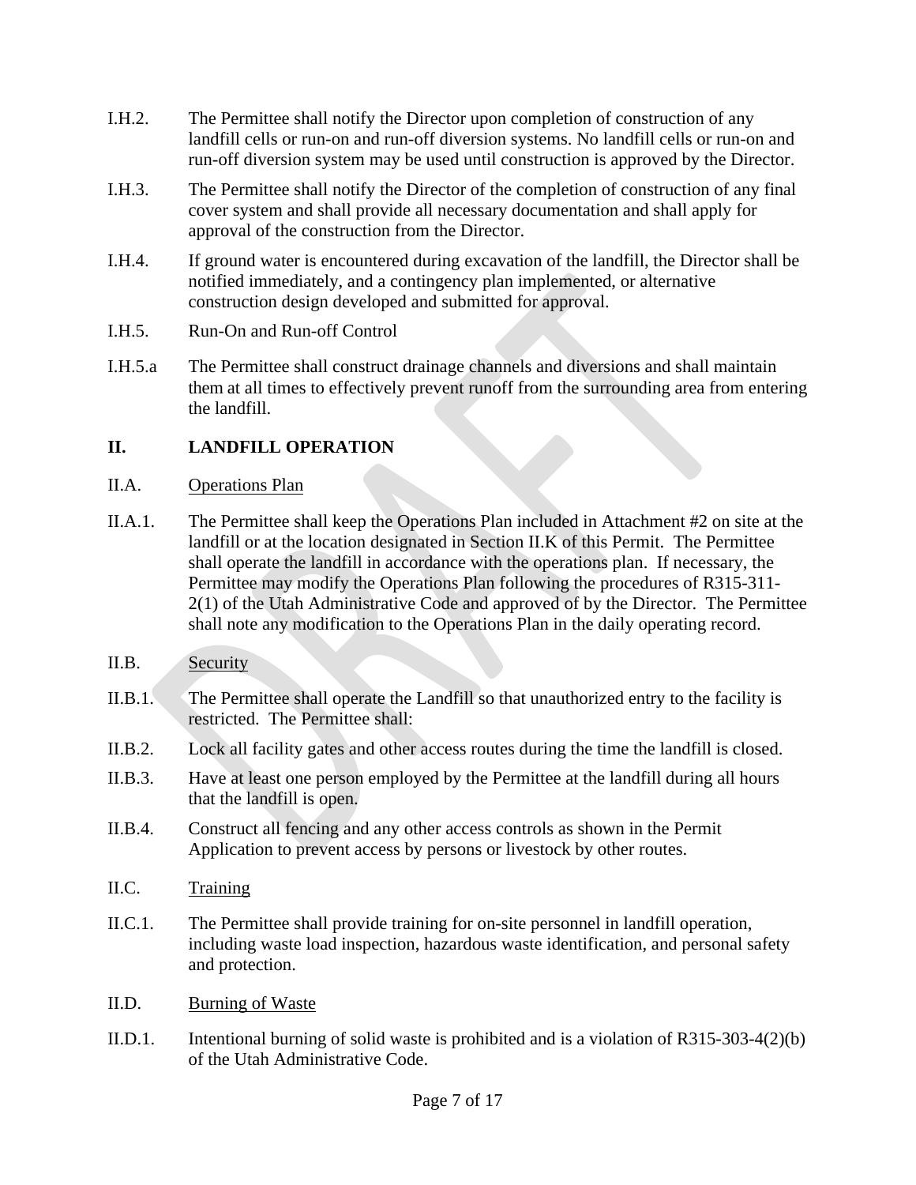I.H.2. The Permittee shall notify the Director upon completion of construction of any landfill cells or run-on and run-off diversion systems. No landfill cells or run-on and run-off diversion system may be used until construction is approved by the Director.

I.H.3. The Permittee shall notify the Director of the completion of construction of any final cover system and shall provide all necessary documentation and shall apply for approval of the construction from the Director.

I.H.4. If ground water is encountered during excavation of the landfill, the Director shall be notified immediately, and a contingency plan implemented, or alternative construction design developed and submitted for approval.

I.H.5. Run-On and Run-off Control

I.H.5.a The Permittee shall construct drainage channels and diversions and shall maintain them at all times to effectively prevent runoff from the surrounding area from entering the landfill.

## II. LANDFILL OPERATION

II.A. Operations Plan

II.A.1. The Permittee shall keep the Operations Plan included in Attachment #2 on site at the landfill or at the location designated in Section II.K of this Permit. The Permittee shall operate the landfill in accordance with the operations plan. If necessary, the Permittee may modify the Operations Plan following the procedures of R315-311-2(1) of the Utah Administrative Code and approved of by the Director. The Permittee shall note any modification to the Operations Plan in the daily operating record.

II.B. Security

II.B.1. The Permittee shall operate the Landfill so that unauthorized entry to the facility is restricted. The Permittee shall:

II.B.2. Lock all facility gates and other access routes during the time the landfill is closed.

II.B.3. Have at least one person employed by the Permittee at the landfill during all hours that the landfill is open.

II.B.4. Construct all fencing and any other access controls as shown in the Permit Application to prevent access by persons or livestock by other routes.

II.C. Training

II.C.1. The Permittee shall provide training for on-site personnel in landfill operation, including waste load inspection, hazardous waste identification, and personal safety and protection.

II.D. Burning of Waste

II.D.1. Intentional burning of solid waste is prohibited and is a violation of R315-303-4(2)(b) of the Utah Administrative Code.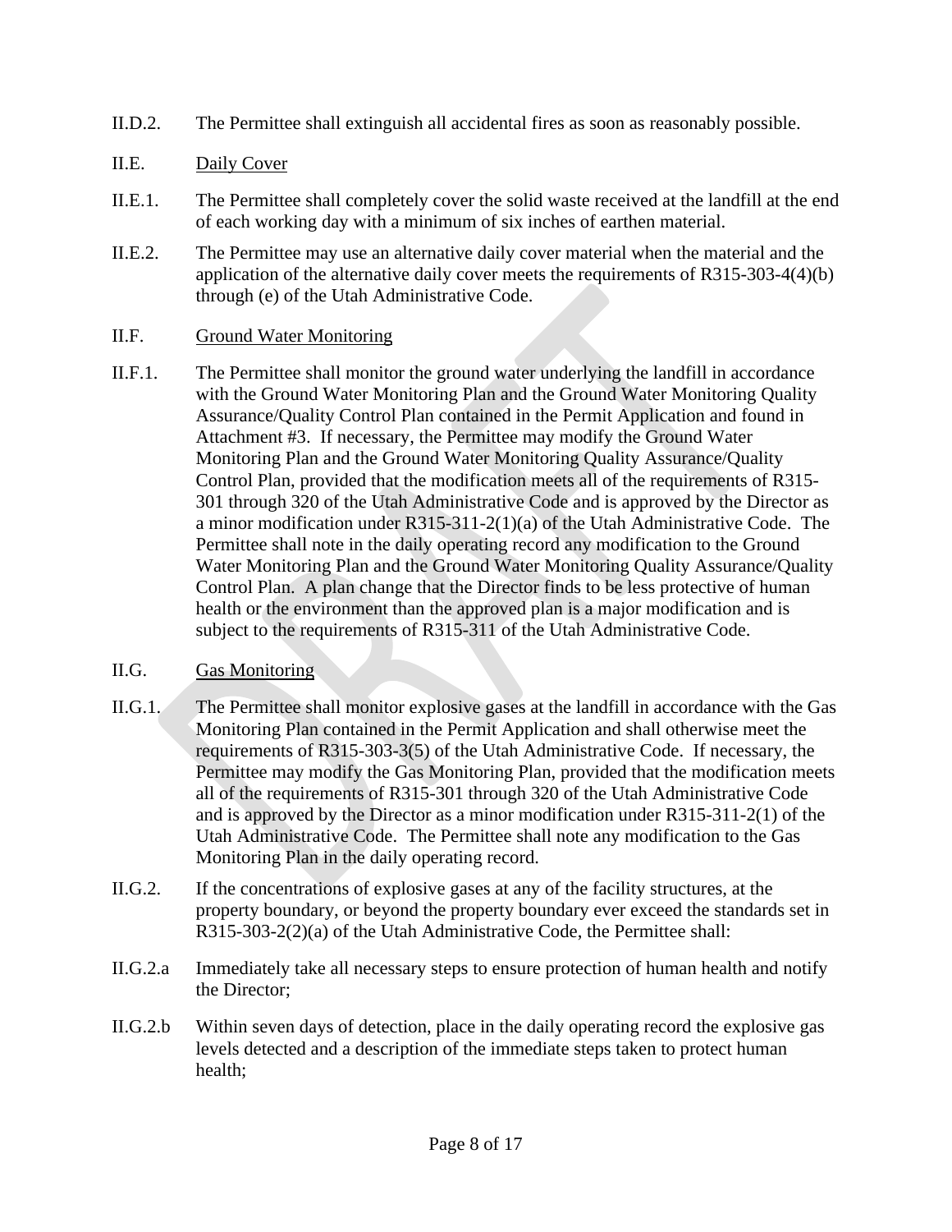II.D.2. The Permittee shall extinguish all accidental fires as soon as reasonably possible.

II.E. <u>Daily Cover</u>

II.E.1. The Permittee shall completely cover the solid waste received at the landfill at the end of each working day with a minimum of six inches of earthen material.

II.E.2. The Permittee may use an alternative daily cover material when the material and the application of the alternative daily cover meets the requirements of R315-303-4(4)(b) through (e) of the Utah Administrative Code.

II.F. <u>Ground Water Monitoring</u>

II.F.1. The Permittee shall monitor the ground water underlying the landfill in accordance with the Ground Water Monitoring Plan and the Ground Water Monitoring Quality Assurance/Quality Control Plan contained in the Permit Application and found in Attachment #3. If necessary, the Permittee may modify the Ground Water Monitoring Plan and the Ground Water Monitoring Quality Assurance/Quality Control Plan, provided that the modification meets all of the requirements of R315-301 through 320 of the Utah Administrative Code and is approved by the Director as a minor modification under R315-311-2(1)(a) of the Utah Administrative Code. The Permittee shall note in the daily operating record any modification to the Ground Water Monitoring Plan and the Ground Water Monitoring Quality Assurance/Quality Control Plan. A plan change that the Director finds to be less protective of human health or the environment than the approved plan is a major modification and is subject to the requirements of R315-311 of the Utah Administrative Code.

II.G. <u>Gas Monitoring</u>

II.G.1. The Permittee shall monitor explosive gases at the landfill in accordance with the Gas Monitoring Plan contained in the Permit Application and shall otherwise meet the requirements of R315-303-3(5) of the Utah Administrative Code. If necessary, the Permittee may modify the Gas Monitoring Plan, provided that the modification meets all of the requirements of R315-301 through 320 of the Utah Administrative Code and is approved by the Director as a minor modification under R315-311-2(1) of the Utah Administrative Code. The Permittee shall note any modification to the Gas Monitoring Plan in the daily operating record.

II.G.2. If the concentrations of explosive gases at any of the facility structures, at the property boundary, or beyond the property boundary ever exceed the standards set in R315-303-2(2)(a) of the Utah Administrative Code, the Permittee shall:

II.G.2.a Immediately take all necessary steps to ensure protection of human health and notify the Director;

II.G.2.b Within seven days of detection, place in the daily operating record the explosive gas levels detected and a description of the immediate steps taken to protect human health;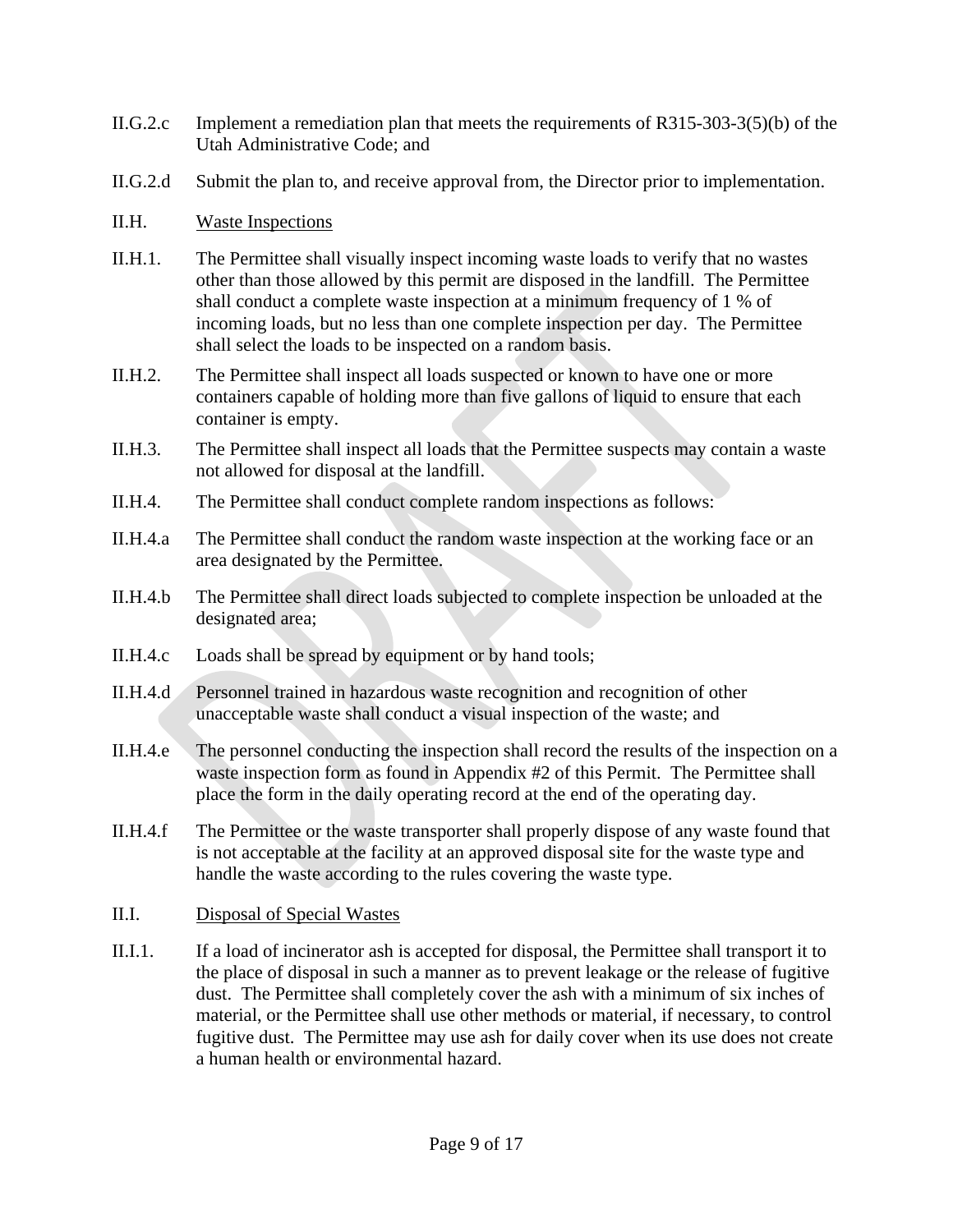II.G.2.c Implement a remediation plan that meets the requirements of R315-303-3(5)(b) of the Utah Administrative Code; and

II.G.2.d Submit the plan to, and receive approval from, the Director prior to implementation.

II.H. Waste Inspections

II.H.1. The Permittee shall visually inspect incoming waste loads to verify that no wastes other than those allowed by this permit are disposed in the landfill. The Permittee shall conduct a complete waste inspection at a minimum frequency of 1 % of incoming loads, but no less than one complete inspection per day. The Permittee shall select the loads to be inspected on a random basis.

II.H.2. The Permittee shall inspect all loads suspected or known to have one or more containers capable of holding more than five gallons of liquid to ensure that each container is empty.

II.H.3. The Permittee shall inspect all loads that the Permittee suspects may contain a waste not allowed for disposal at the landfill.

II.H.4. The Permittee shall conduct complete random inspections as follows:

II.H.4.a The Permittee shall conduct the random waste inspection at the working face or an area designated by the Permittee.

II.H.4.b The Permittee shall direct loads subjected to complete inspection be unloaded at the designated area;

II.H.4.c Loads shall be spread by equipment or by hand tools;

II.H.4.d Personnel trained in hazardous waste recognition and recognition of other unacceptable waste shall conduct a visual inspection of the waste; and

II.H.4.e The personnel conducting the inspection shall record the results of the inspection on a waste inspection form as found in Appendix #2 of this Permit. The Permittee shall place the form in the daily operating record at the end of the operating day.

II.H.4.f The Permittee or the waste transporter shall properly dispose of any waste found that is not acceptable at the facility at an approved disposal site for the waste type and handle the waste according to the rules covering the waste type.

II.I. Disposal of Special Wastes

II.I.1. If a load of incinerator ash is accepted for disposal, the Permittee shall transport it to the place of disposal in such a manner as to prevent leakage or the release of fugitive dust. The Permittee shall completely cover the ash with a minimum of six inches of material, or the Permittee shall use other methods or material, if necessary, to control fugitive dust. The Permittee may use ash for daily cover when its use does not create a human health or environmental hazard.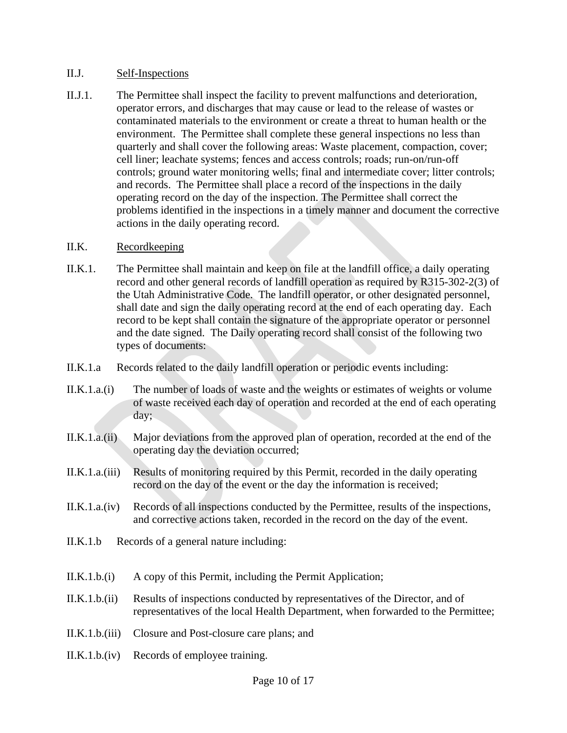II.J. Self-Inspections

II.J.1. The Permittee shall inspect the facility to prevent malfunctions and deterioration, operator errors, and discharges that may cause or lead to the release of wastes or contaminated materials to the environment or create a threat to human health or the environment. The Permittee shall complete these general inspections no less than quarterly and shall cover the following areas: Waste placement, compaction, cover; cell liner; leachate systems; fences and access controls; roads; run-on/run-off controls; ground water monitoring wells; final and intermediate cover; litter controls; and records. The Permittee shall place a record of the inspections in the daily operating record on the day of the inspection. The Permittee shall correct the problems identified in the inspections in a timely manner and document the corrective actions in the daily operating record.

II.K. Recordkeeping

II.K.1. The Permittee shall maintain and keep on file at the landfill office, a daily operating record and other general records of landfill operation as required by R315-302-2(3) of the Utah Administrative Code. The landfill operator, or other designated personnel, shall date and sign the daily operating record at the end of each operating day. Each record to be kept shall contain the signature of the appropriate operator or personnel and the date signed. The Daily operating record shall consist of the following two types of documents:

II.K.1.a Records related to the daily landfill operation or periodic events including:

II.K.1.a.(i) The number of loads of waste and the weights or estimates of weights or volume of waste received each day of operation and recorded at the end of each operating day;

II.K.1.a.(ii) Major deviations from the approved plan of operation, recorded at the end of the operating day the deviation occurred;

II.K.1.a.(iii) Results of monitoring required by this Permit, recorded in the daily operating record on the day of the event or the day the information is received;

II.K.1.a.(iv) Records of all inspections conducted by the Permittee, results of the inspections, and corrective actions taken, recorded in the record on the day of the event.

II.K.1.b Records of a general nature including:

II.K.1.b.(i) A copy of this Permit, including the Permit Application;

II.K.1.b.(ii) Results of inspections conducted by representatives of the Director, and of representatives of the local Health Department, when forwarded to the Permittee;

II.K.1.b.(iii) Closure and Post-closure care plans; and

II.K.1.b.(iv) Records of employee training.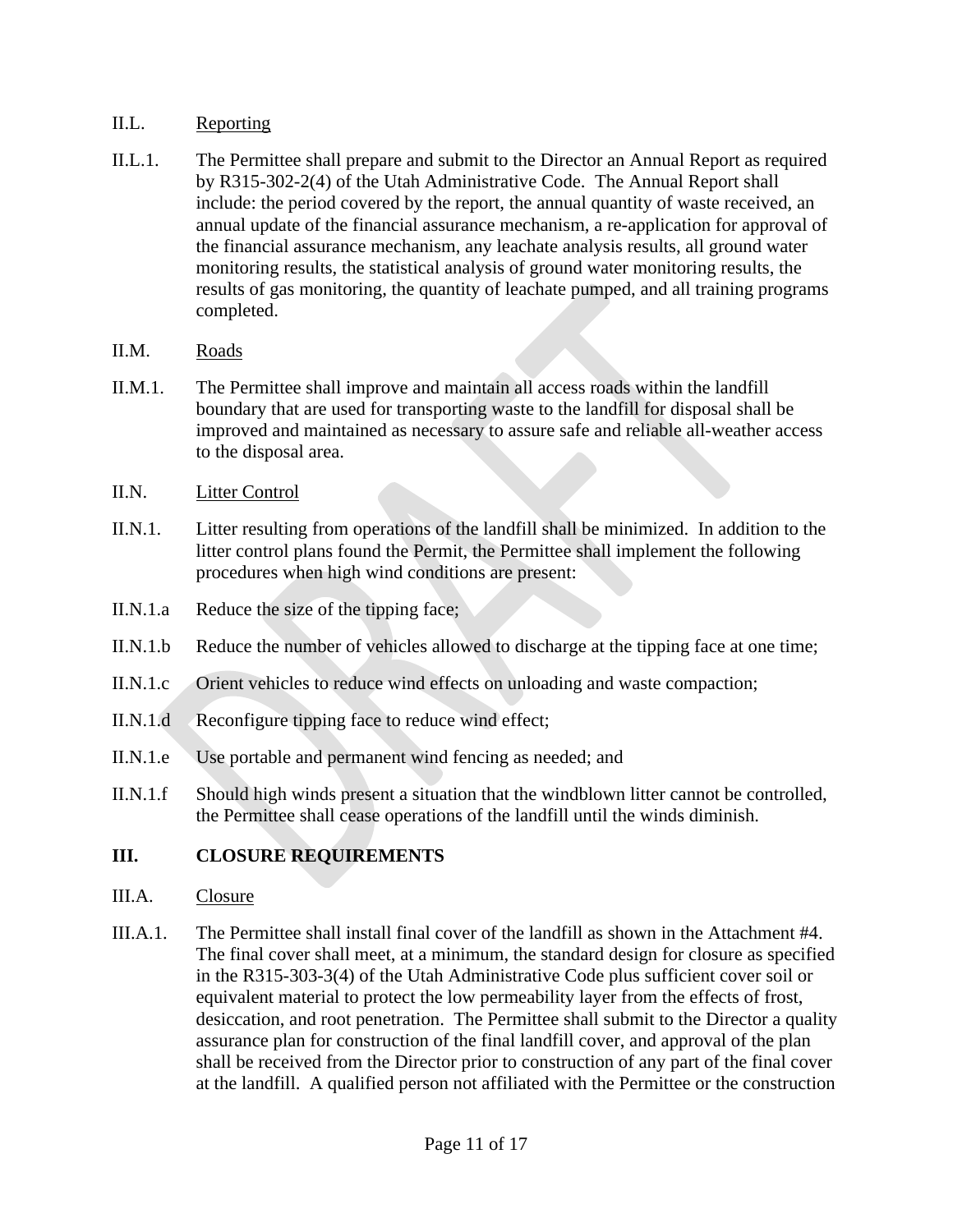II.L. Reporting

II.L.1. The Permittee shall prepare and submit to the Director an Annual Report as required by R315-302-2(4) of the Utah Administrative Code. The Annual Report shall include: the period covered by the report, the annual quantity of waste received, an annual update of the financial assurance mechanism, a re-application for approval of the financial assurance mechanism, any leachate analysis results, all ground water monitoring results, the statistical analysis of ground water monitoring results, the results of gas monitoring, the quantity of leachate pumped, and all training programs completed.

II.M. Roads

II.M.1. The Permittee shall improve and maintain all access roads within the landfill boundary that are used for transporting waste to the landfill for disposal shall be improved and maintained as necessary to assure safe and reliable all-weather access to the disposal area.

II.N. Litter Control

II.N.1. Litter resulting from operations of the landfill shall be minimized. In addition to the litter control plans found the Permit, the Permittee shall implement the following procedures when high wind conditions are present:

II.N.1.a Reduce the size of the tipping face;

II.N.1.b Reduce the number of vehicles allowed to discharge at the tipping face at one time;

II.N.1.c Orient vehicles to reduce wind effects on unloading and waste compaction;

II.N.1.d Reconfigure tipping face to reduce wind effect;

II.N.1.e Use portable and permanent wind fencing as needed; and

II.N.1.f Should high winds present a situation that the windblown litter cannot be controlled, the Permittee shall cease operations of the landfill until the winds diminish.

## III. CLOSURE REQUIREMENTS

III.A. Closure

III.A.1. The Permittee shall install final cover of the landfill as shown in the Attachment #4. The final cover shall meet, at a minimum, the standard design for closure as specified in the R315-303-3(4) of the Utah Administrative Code plus sufficient cover soil or equivalent material to protect the low permeability layer from the effects of frost, desiccation, and root penetration. The Permittee shall submit to the Director a quality assurance plan for construction of the final landfill cover, and approval of the plan shall be received from the Director prior to construction of any part of the final cover at the landfill. A qualified person not affiliated with the Permittee or the construction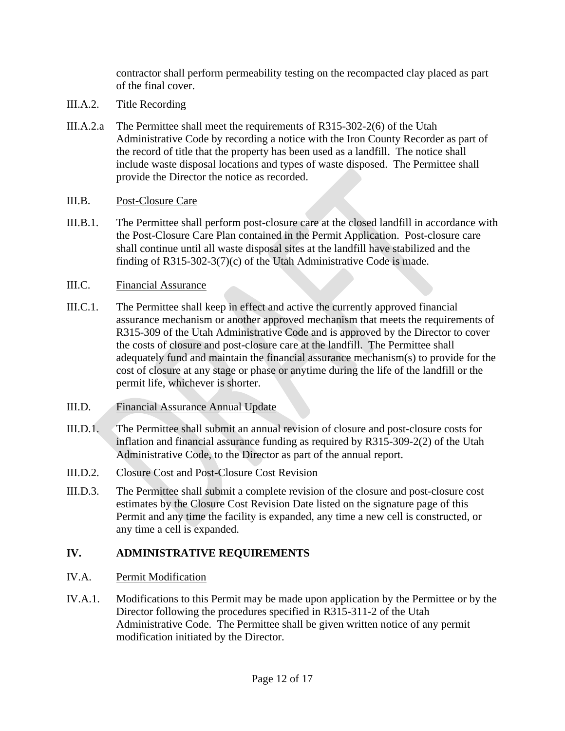contractor shall perform permeability testing on the recompacted clay placed as part of the final cover.

III.A.2. Title Recording

III.A.2.a The Permittee shall meet the requirements of R315-302-2(6) of the Utah Administrative Code by recording a notice with the Iron County Recorder as part of the record of title that the property has been used as a landfill. The notice shall include waste disposal locations and types of waste disposed. The Permittee shall provide the Director the notice as recorded.

III.B. <u>Post-Closure Care</u>

III.B.1. The Permittee shall perform post-closure care at the closed landfill in accordance with the Post-Closure Care Plan contained in the Permit Application. Post-closure care shall continue until all waste disposal sites at the landfill have stabilized and the finding of R315-302-3(7)(c) of the Utah Administrative Code is made.

III.C. <u>Financial Assurance</u>

III.C.1. The Permittee shall keep in effect and active the currently approved financial assurance mechanism or another approved mechanism that meets the requirements of R315-309 of the Utah Administrative Code and is approved by the Director to cover the costs of closure and post-closure care at the landfill. The Permittee shall adequately fund and maintain the financial assurance mechanism(s) to provide for the cost of closure at any stage or phase or anytime during the life of the landfill or the permit life, whichever is shorter.

III.D. <u>Financial Assurance Annual Update</u>

III.D.1. The Permittee shall submit an annual revision of closure and post-closure costs for inflation and financial assurance funding as required by R315-309-2(2) of the Utah Administrative Code, to the Director as part of the annual report.

III.D.2. Closure Cost and Post-Closure Cost Revision

III.D.3. The Permittee shall submit a complete revision of the closure and post-closure cost estimates by the Closure Cost Revision Date listed on the signature page of this Permit and any time the facility is expanded, any time a new cell is constructed, or any time a cell is expanded.

## IV. ADMINISTRATIVE REQUIREMENTS

IV.A. <u>Permit Modification</u>

IV.A.1. Modifications to this Permit may be made upon application by the Permittee or by the Director following the procedures specified in R315-311-2 of the Utah Administrative Code. The Permittee shall be given written notice of any permit modification initiated by the Director.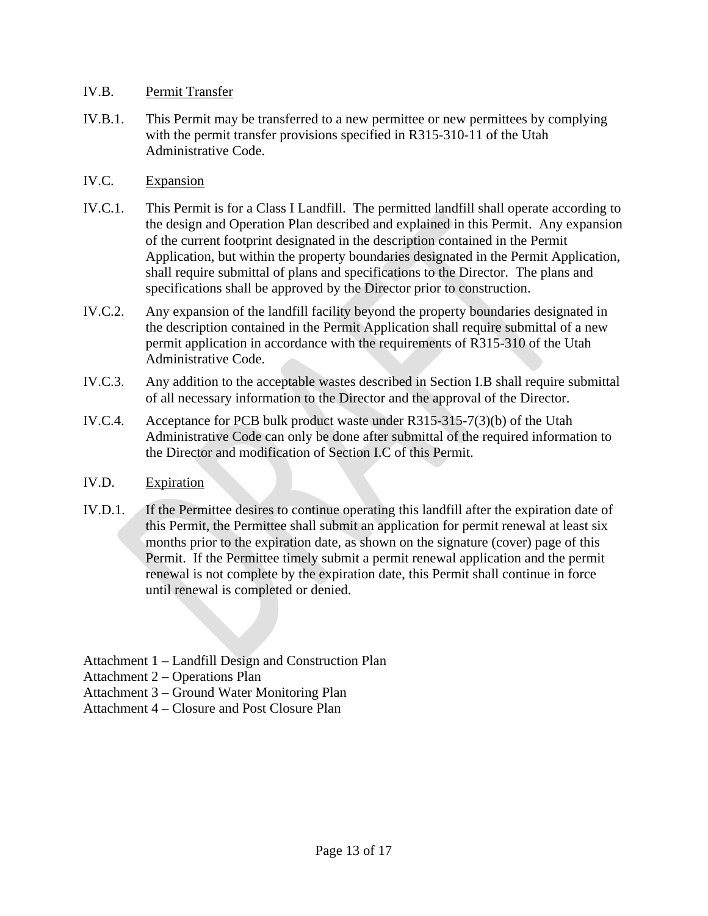IV.B. Permit Transfer

IV.B.1. This Permit may be transferred to a new permittee or new permittees by complying with the permit transfer provisions specified in R315-310-11 of the Utah Administrative Code.

IV.C. Expansion

IV.C.1. This Permit is for a Class I Landfill. The permitted landfill shall operate according to the design and Operation Plan described and explained in this Permit. Any expansion of the current footprint designated in the description contained in the Permit Application, but within the property boundaries designated in the Permit Application, shall require submittal of plans and specifications to the Director. The plans and specifications shall be approved by the Director prior to construction.

IV.C.2. Any expansion of the landfill facility beyond the property boundaries designated in the description contained in the Permit Application shall require submittal of a new permit application in accordance with the requirements of R315-310 of the Utah Administrative Code.

IV.C.3. Any addition to the acceptable wastes described in Section I.B shall require submittal of all necessary information to the Director and the approval of the Director.

IV.C.4. Acceptance for PCB bulk product waste under R315-315-7(3)(b) of the Utah Administrative Code can only be done after submittal of the required information to the Director and modification of Section I.C of this Permit.

IV.D. Expiration

IV.D.1. If the Permittee desires to continue operating this landfill after the expiration date of this Permit, the Permittee shall submit an application for permit renewal at least six months prior to the expiration date, as shown on the signature (cover) page of this Permit. If the Permittee timely submit a permit renewal application and the permit renewal is not complete by the expiration date, this Permit shall continue in force until renewal is completed or denied.

Attachment 1 – Landfill Design and Construction Plan
Attachment 2 – Operations Plan
Attachment 3 – Ground Water Monitoring Plan
Attachment 4 – Closure and Post Closure Plan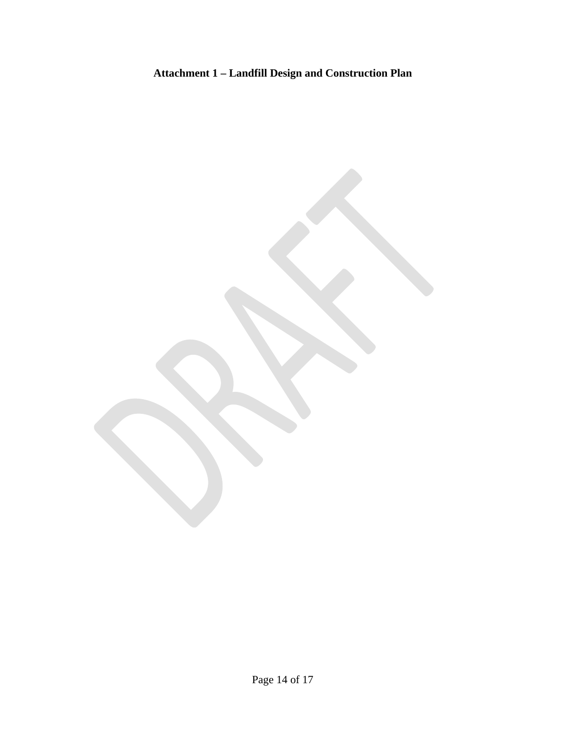**Attachment 1 – Landfill Design and Construction Plan**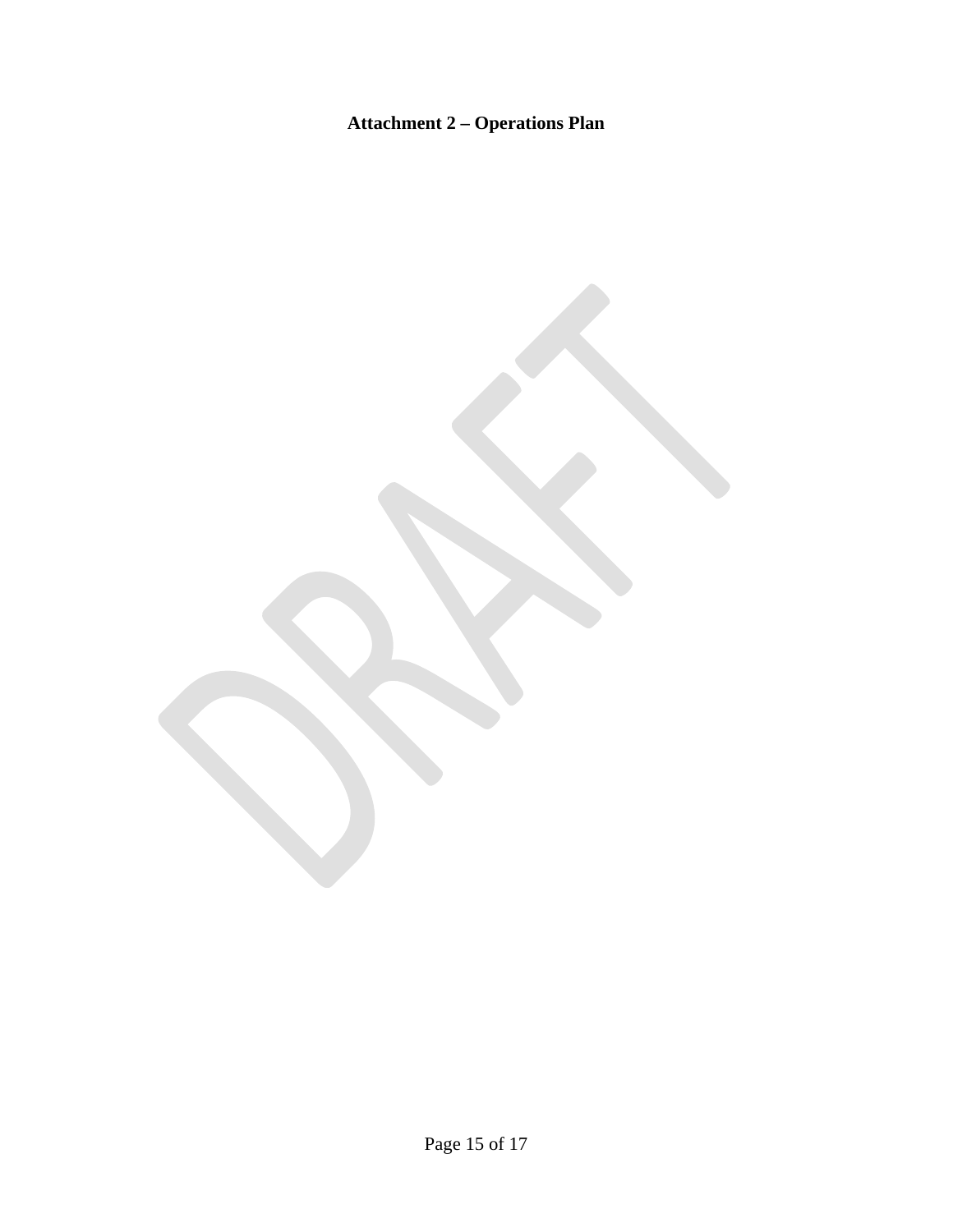**Attachment 2 – Operations Plan**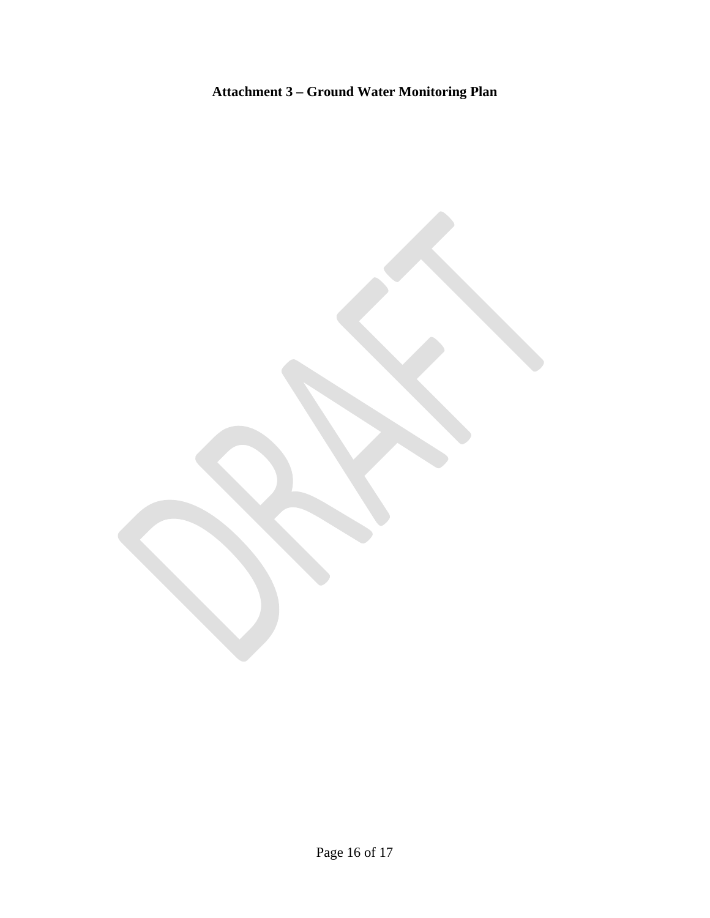**Attachment 3 – Ground Water Monitoring Plan**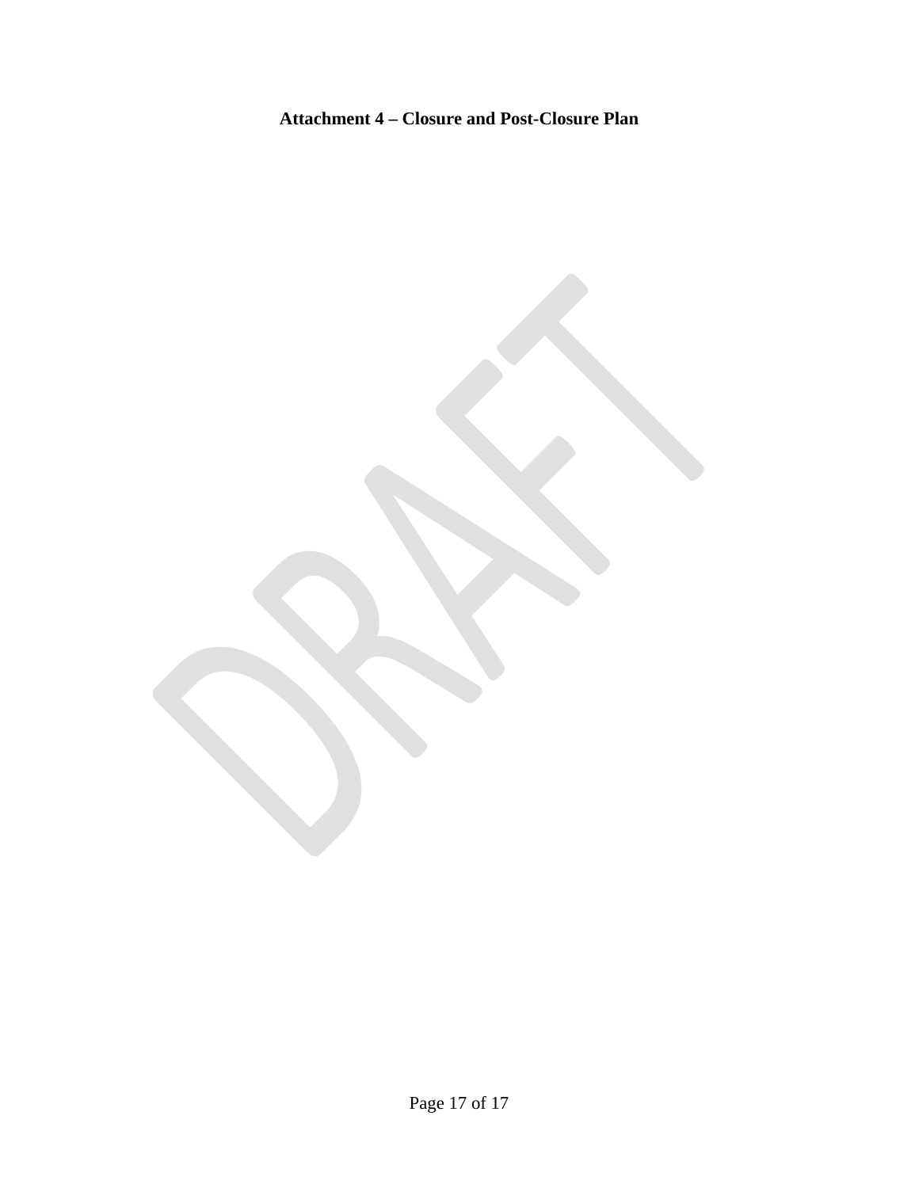**Attachment 4 – Closure and Post-Closure Plan**